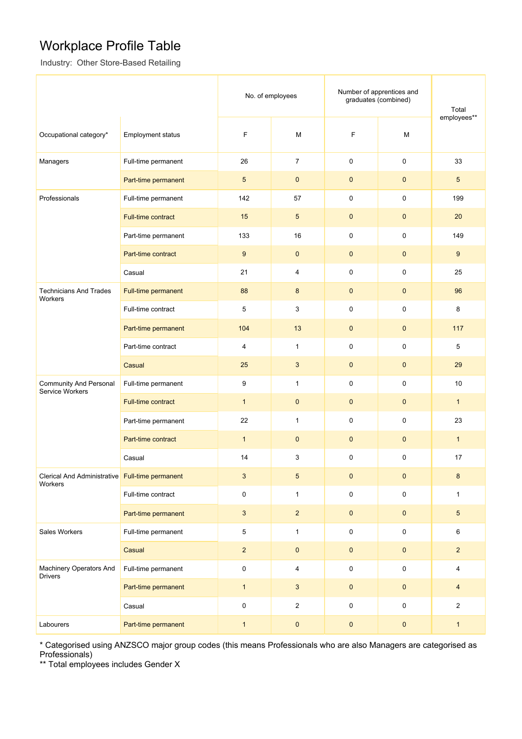# Workplace Profile Table

Industry: Other Store-Based Retailing

| Occupational category* | Employment status | No. of employees | | Number of apprentices and graduates (combined) | | Total employees** |
|---|---|---|---|---|---|---|
| | | F | M | F | M | |
| Managers | Full-time permanent | 26 | 7 | 0 | 0 | 33 |
| | Part-time permanent | 5 | 0 | 0 | 0 | 5 |
| Professionals | Full-time permanent | 142 | 57 | 0 | 0 | 199 |
| | Full-time contract | 15 | 5 | 0 | 0 | 20 |
| | Part-time permanent | 133 | 16 | 0 | 0 | 149 |
| | Part-time contract | 9 | 0 | 0 | 0 | 9 |
| | Casual | 21 | 4 | 0 | 0 | 25 |
| Technicians And Trades Workers | Full-time permanent | 88 | 8 | 0 | 0 | 96 |
| | Full-time contract | 5 | 3 | 0 | 0 | 8 |
| | Part-time permanent | 104 | 13 | 0 | 0 | 117 |
| | Part-time contract | 4 | 1 | 0 | 0 | 5 |
| | Casual | 25 | 3 | 0 | 0 | 29 |
| Community And Personal Service Workers | Full-time permanent | 9 | 1 | 0 | 0 | 10 |
| | Full-time contract | 1 | 0 | 0 | 0 | 1 |
| | Part-time permanent | 22 | 1 | 0 | 0 | 23 |
| | Part-time contract | 1 | 0 | 0 | 0 | 1 |
| | Casual | 14 | 3 | 0 | 0 | 17 |
| Clerical And Administrative Workers | Full-time permanent | 3 | 5 | 0 | 0 | 8 |
| | Full-time contract | 0 | 1 | 0 | 0 | 1 |
| | Part-time permanent | 3 | 2 | 0 | 0 | 5 |
| Sales Workers | Full-time permanent | 5 | 1 | 0 | 0 | 6 |
| | Casual | 2 | 0 | 0 | 0 | 2 |
| Machinery Operators And Drivers | Full-time permanent | 0 | 4 | 0 | 0 | 4 |
| | Part-time permanent | 1 | 3 | 0 | 0 | 4 |
| | Casual | 0 | 2 | 0 | 0 | 2 |
| Labourers | Part-time permanent | 1 | 0 | 0 | 0 | 1 |

* Categorised using ANZSCO major group codes (this means Professionals who are also Managers are categorised as Professionals)

** Total employees includes Gender X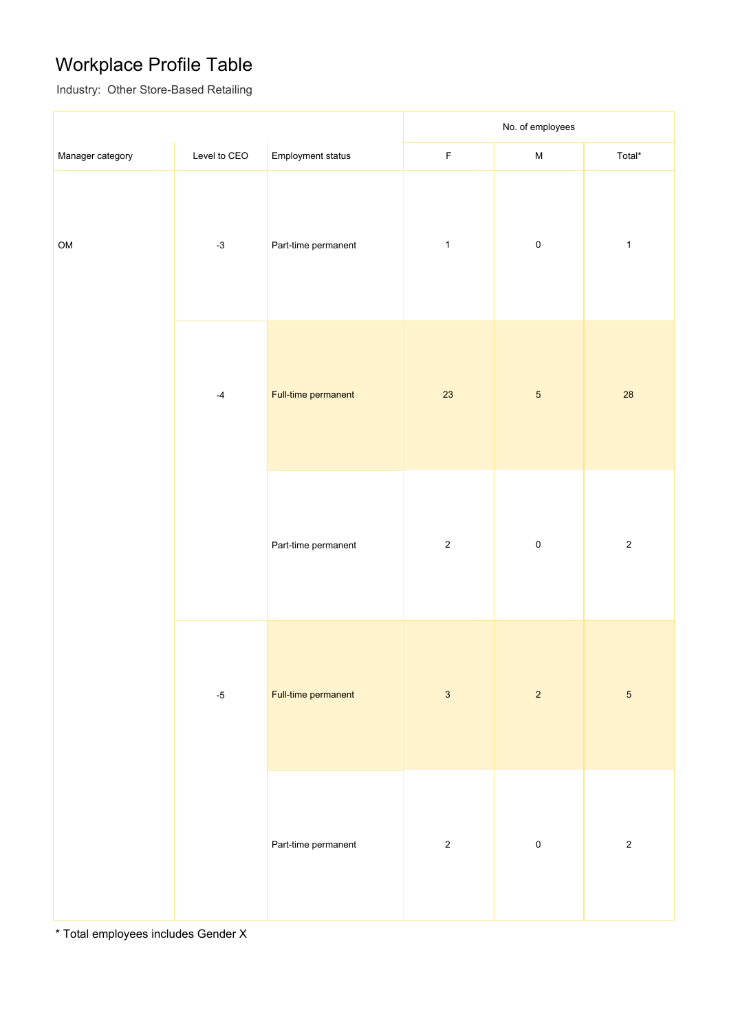# Workplace Profile Table

Industry: Other Store-Based Retailing

| | | | No. of employees | | |
|---|---|---|---|---|---|
| Manager category | Level to CEO | Employment status | F | M | Total* |
| OM | -3 | Part-time permanent | 1 | 0 | 1 |
| | -4 | Full-time permanent | 23 | 5 | 28 |
| | | Part-time permanent | 2 | 0 | 2 |
| | -5 | Full-time permanent | 3 | 2 | 5 |
| | | Part-time permanent | 2 | 0 | 2 |

* Total employees includes Gender X